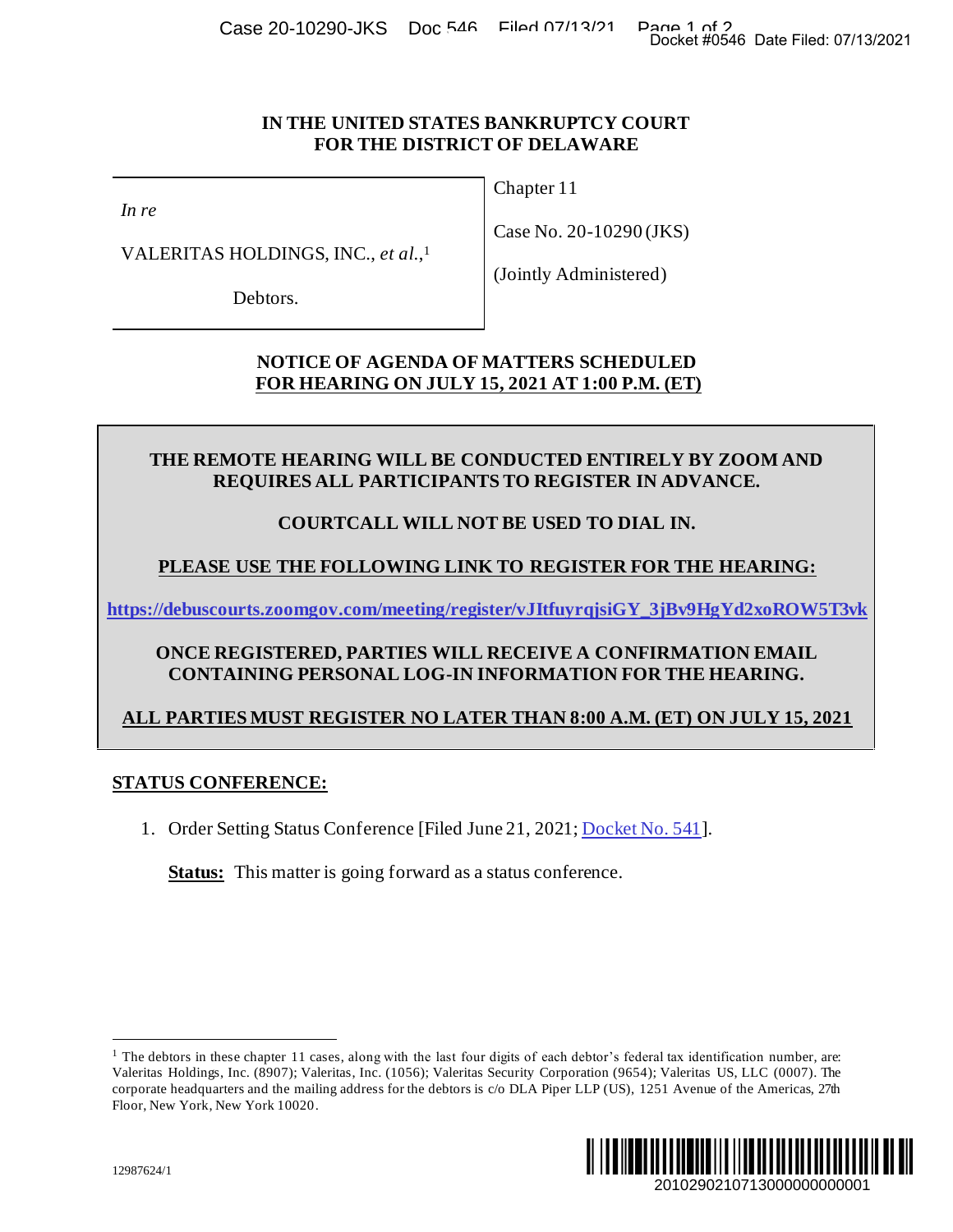# IN THE UNITED STATES BANKRUPTCY COURT FOR THE DISTRICT OF DELAWARE

| | |
|---|---|
| *In re*<br><br>VALERITAS HOLDINGS, INC., *et al.*,[1]<br><br>Debtors. | Chapter 11<br><br>Case No. 20-10290 (JKS)<br><br>(Jointly Administered) |

## NOTICE OF AGENDA OF MATTERS SCHEDULED FOR HEARING ON JULY 15, 2021 AT 1:00 P.M. (ET)

**THE REMOTE HEARING WILL BE CONDUCTED ENTIRELY BY ZOOM AND REQUIRES ALL PARTICIPANTS TO REGISTER IN ADVANCE.**

**COURTCALL WILL NOT BE USED TO DIAL IN.**

**PLEASE USE THE FOLLOWING LINK TO REGISTER FOR THE HEARING:**

**https://debuscourts.zoomgov.com/meeting/register/vJItfuyrqjsiGY_3jBv9HgYd2xoROW5T3vk**

**ONCE REGISTERED, PARTIES WILL RECEIVE A CONFIRMATION EMAIL CONTAINING PERSONAL LOG-IN INFORMATION FOR THE HEARING.**

**ALL PARTIES MUST REGISTER NO LATER THAN 8:00 A.M. (ET) ON JULY 15, 2021**

### STATUS CONFERENCE:

1. Order Setting Status Conference [Filed June 21, 2021; Docket No. 541].

   **Status:** This matter is going forward as a status conference.

---

[1] The debtors in these chapter 11 cases, along with the last four digits of each debtor's federal tax identification number, are: Valeritas Holdings, Inc. (8907); Valeritas, Inc. (1056); Valeritas Security Corporation (9654); Valeritas US, LLC (0007). The corporate headquarters and the mailing address for the debtors is c/o DLA Piper LLP (US), 1251 Avenue of the Americas, 27th Floor, New York, New York 10020.

12987624/1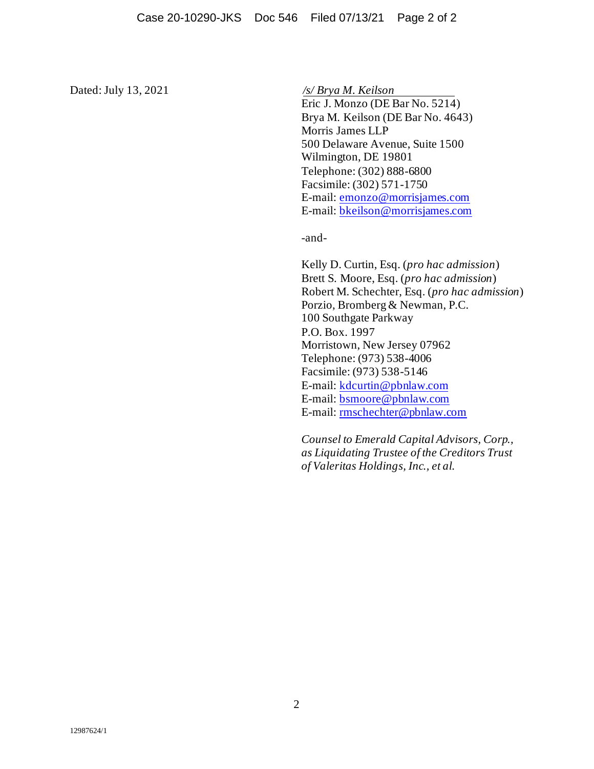Dated: July 13, 2021

*/s/ Brya M. Keilson*
Eric J. Monzo (DE Bar No. 5214)
Brya M. Keilson (DE Bar No. 4643)
Morris James LLP
500 Delaware Avenue, Suite 1500
Wilmington, DE 19801
Telephone: (302) 888-6800
Facsimile: (302) 571-1750
E-mail: emonzo@morrisjames.com
E-mail: bkeilson@morrisjames.com

-and-

Kelly D. Curtin, Esq. (*pro hac admission*)
Brett S. Moore, Esq. (*pro hac admission*)
Robert M. Schechter, Esq. (*pro hac admission*)
Porzio, Bromberg & Newman, P.C.
100 Southgate Parkway
P.O. Box. 1997
Morristown, New Jersey 07962
Telephone: (973) 538-4006
Facsimile: (973) 538-5146
E-mail: kdcurtin@pbnlaw.com
E-mail: bsmoore@pbnlaw.com
E-mail: rmschechter@pbnlaw.com

*Counsel to Emerald Capital Advisors, Corp., as Liquidating Trustee of the Creditors Trust of Valeritas Holdings, Inc., et al.*

12987624/1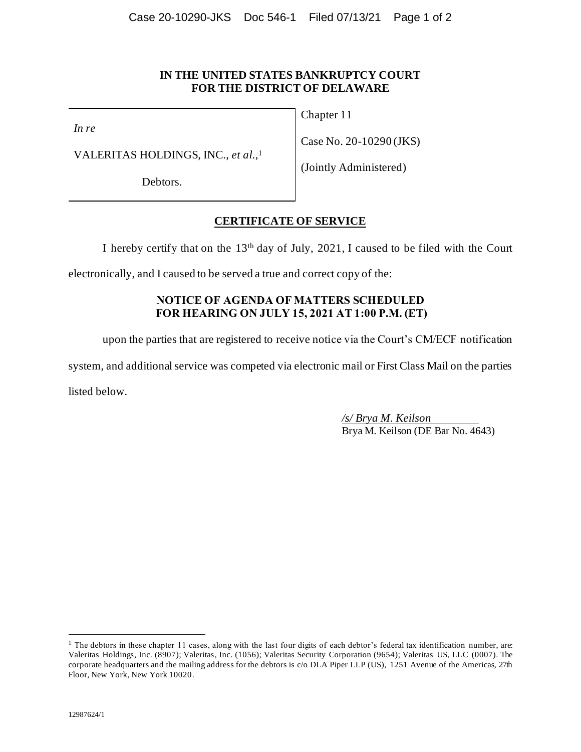**IN THE UNITED STATES BANKRUPTCY COURT**
**FOR THE DISTRICT OF DELAWARE**

| | |
|---|---|
| *In re* | Chapter 11 |
| VALERITAS HOLDINGS, INC., *et al.*,[1] | Case No. 20-10290 (JKS) |
| Debtors. | (Jointly Administered) |

**CERTIFICATE OF SERVICE**

I hereby certify that on the 13th day of July, 2021, I caused to be filed with the Court electronically, and I caused to be served a true and correct copy of the:

**NOTICE OF AGENDA OF MATTERS SCHEDULED FOR HEARING ON JULY 15, 2021 AT 1:00 P.M. (ET)**

upon the parties that are registered to receive notice via the Court's CM/ECF notification system, and additional service was competed via electronic mail or First Class Mail on the parties listed below.

*/s/ Brya M. Keilson*
Brya M. Keilson (DE Bar No. 4643)

---

[1] The debtors in these chapter 11 cases, along with the last four digits of each debtor's federal tax identification number, are: Valeritas Holdings, Inc. (8907); Valeritas, Inc. (1056); Valeritas Security Corporation (9654); Valeritas US, LLC (0007). The corporate headquarters and the mailing address for the debtors is c/o DLA Piper LLP (US), 1251 Avenue of the Americas, 27th Floor, New York, New York 10020.

12987624/1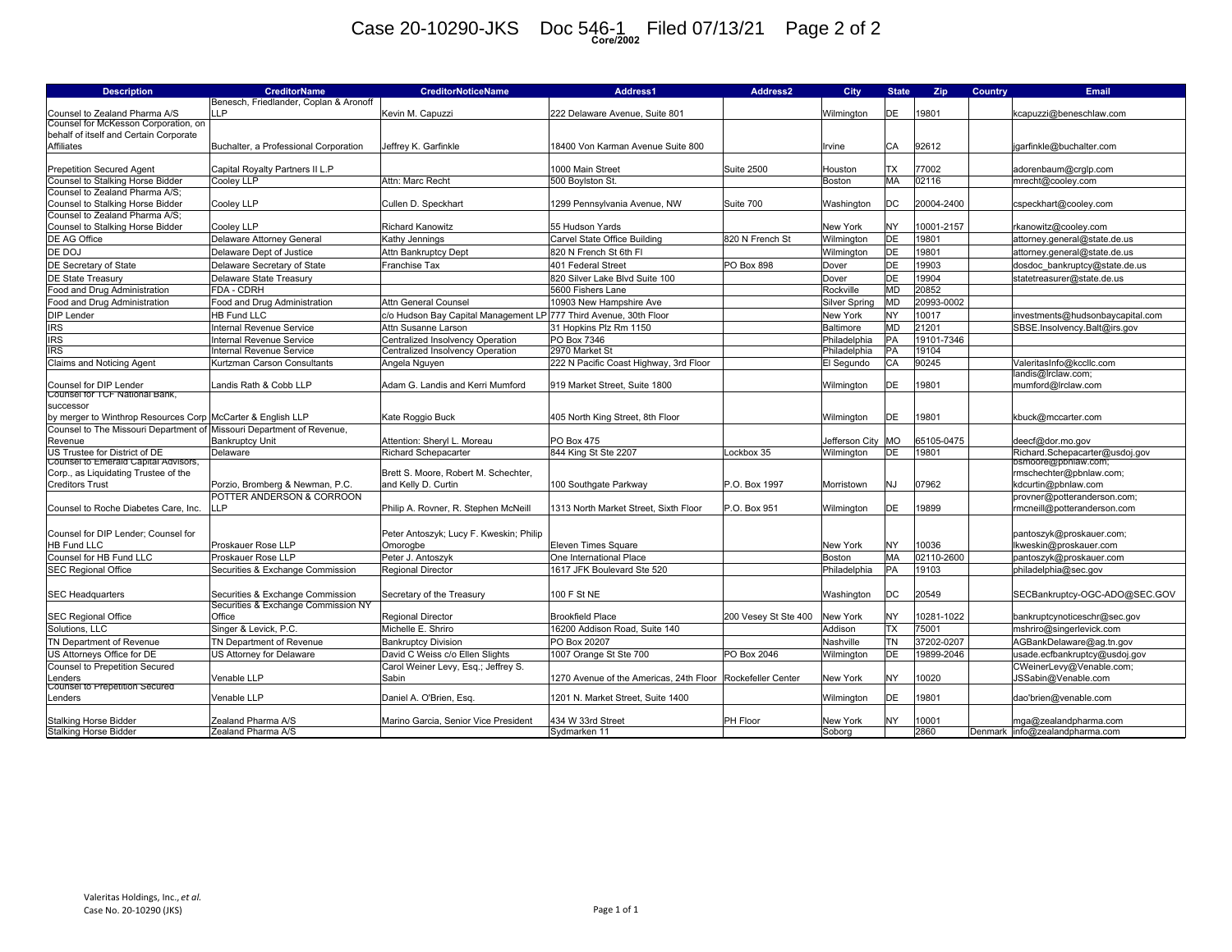| Description | CreditorName | CreditorNoticeName | Address1 | Address2 | City | State | Zip | Country | Email |
|---|---|---|---|---|---|---|---|---|---|
| Counsel to Zealand Pharma A/S | Benesch, Friedlander, Coplan & Aronoff LLP | Kevin M. Capuzzi | 222 Delaware Avenue, Suite 801 | | Wilmington | DE | 19801 | | kcapuzzi@beneschlaw.com |
| Counsel for McKesson Corporation, on behalf of itself and Certain Corporate Affiliates | Buchalter, a Professional Corporation | Jeffrey K. Garfinkle | 18400 Von Karman Avenue Suite 800 | | Irvine | CA | 92612 | | jgarfinkle@buchalter.com |
| Prepetition Secured Agent | Capital Royalty Partners II L.P | | 1000 Main Street | Suite 2500 | Houston | TX | 77002 | | adorenbaum@crglp.com |
| Counsel to Stalking Horse Bidder | Cooley LLP | Attn: Marc Recht | 500 Boylston St. | | Boston | MA | 02116 | | mrecht@cooley.com |
| Counsel to Zealand Pharma A/S; Counsel to Stalking Horse Bidder | Cooley LLP | Cullen D. Speckhart | 1299 Pennsylvania Avenue, NW | Suite 700 | Washington | DC | 20004-2400 | | cspeckhart@cooley.com |
| Counsel to Zealand Pharma A/S; Counsel to Stalking Horse Bidder | Cooley LLP | Richard Kanowitz | 55 Hudson Yards | | New York | NY | 10001-2157 | | rkanowitz@cooley.com |
| DE AG Office | Delaware Attorney General | Kathy Jennings | Carvel State Office Building | 820 N French St | Wilmington | DE | 19801 | | attorney.general@state.de.us |
| DE DOJ | Delaware Dept of Justice | Attn Bankruptcy Dept | 820 N French St 6th Fl | | Wilmington | DE | 19801 | | attorney.general@state.de.us |
| DE Secretary of State | Delaware Secretary of State | Franchise Tax | 401 Federal Street | PO Box 898 | Dover | DE | 19903 | | dosdoc_bankruptcy@state.de.us |
| DE State Treasury | Delaware State Treasury | | 820 Silver Lake Blvd Suite 100 | | Dover | DE | 19904 | | statetreasurer@state.de.us |
| Food and Drug Administration | FDA - CDRH | | 5600 Fishers Lane | | Rockville | MD | 20852 | | |
| Food and Drug Administration | Food and Drug Administration | Attn General Counsel | 10903 New Hampshire Ave | | Silver Spring | MD | 20993-0002 | | |
| DIP Lender | HB Fund LLC | c/o Hudson Bay Capital Management LP | 777 Third Avenue, 30th Floor | | New York | NY | 10017 | | investments@hudsonbaycapital.com |
| IRS | Internal Revenue Service | Attn Susanne Larson | 31 Hopkins Plz Rm 1150 | | Baltimore | MD | 21201 | | SBSE.Insolvency.Balt@irs.gov |
| IRS | Internal Revenue Service | Centralized Insolvency Operation | PO Box 7346 | | Philadelphia | PA | 19101-7346 | | |
| IRS | Internal Revenue Service | Centralized Insolvency Operation | 2970 Market St | | Philadelphia | PA | 19104 | | |
| Claims and Noticing Agent | Kurtzman Carson Consultants | Angela Nguyen | 222 N Pacific Coast Highway, 3rd Floor | | El Segundo | CA | 90245 | | ValeritasInfo@kccllc.com |
| Counsel for DIP Lender | Landis Rath & Cobb LLP | Adam G. Landis and Kerri Mumford | 919 Market Street, Suite 1800 | | Wilmington | DE | 19801 | | landis@lrclaw.com; mumford@lrclaw.com |
| Counsel for TCF National Bank, successor by merger to Winthrop Resources Corp | McCarter & English LLP | Kate Roggio Buck | 405 North King Street, 8th Floor | | Wilmington | DE | 19801 | | kbuck@mccarter.com |
| Counsel to The Missouri Department of Revenue | Missouri Department of Revenue, Bankruptcy Unit | Attention: Sheryl L. Moreau | PO Box 475 | | Jefferson City | MO | 65105-0475 | | deecf@dor.mo.gov |
| US Trustee for District of DE | Delaware | Richard Schepacarter | 844 King St Ste 2207 | Lockbox 35 | Wilmington | DE | 19801 | | Richard.Schepacarter@usdoj.gov |
| Counsel to Emerald Capital Advisors, Corp., as Liquidating Trustee of the Creditors Trust | Porzio, Bromberg & Newman, P.C. | Brett S. Moore, Robert M. Schechter, and Kelly D. Curtin | 100 Southgate Parkway | P.O. Box 1997 | Morristown | NJ | 07962 | | bsmoore@pbnlaw.com; rmschechter@pbnlaw.com; kdcurtin@pbnlaw.com |
| Counsel to Roche Diabetes Care, Inc. | POTTER ANDERSON & CORROON LLP | Philip A. Rovner, R. Stephen McNeill | 1313 North Market Street, Sixth Floor | P.O. Box 951 | Wilmington | DE | 19899 | | provner@potteranderson.com; rmcneill@potteranderson.com |
| Counsel for DIP Lender; Counsel for HB Fund LLC | Proskauer Rose LLP | Peter Antoszyk; Lucy F. Kweskin; Philip Omorogbe | Eleven Times Square | | New York | NY | 10036 | | pantoszyk@proskauer.com; lkweskin@proskauer.com |
| Counsel for HB Fund LLC | Proskauer Rose LLP | Peter J. Antoszyk | One International Place | | Boston | MA | 02110-2600 | | pantoszyk@proskauer.com |
| SEC Regional Office | Securities & Exchange Commission | Regional Director | 1617 JFK Boulevard Ste 520 | | Philadelphia | PA | 19103 | | philadelphia@sec.gov |
| SEC Headquarters | Securities & Exchange Commission | Secretary of the Treasury | 100 F St NE | | Washington | DC | 20549 | | SECBankruptcy-OGC-ADO@SEC.GOV |
| SEC Regional Office | Securities & Exchange Commission NY Office | Regional Director | Brookfield Place | 200 Vesey St Ste 400 | New York | NY | 10281-1022 | | bankruptcynoticeschr@sec.gov |
| Solutions, LLC | Singer & Levick, P.C. | Michelle E. Shriro | 16200 Addison Road, Suite 140 | | Addison | TX | 75001 | | mshriro@singerlevick.com |
| TN Department of Revenue | TN Department of Revenue | Bankruptcy Division | PO Box 20207 | | Nashville | TN | 37202-0207 | | AGBankDelaware@ag.tn.gov |
| US Attorneys Office for DE | US Attorney for Delaware | David C Weiss c/o Ellen Slights | 1007 Orange St Ste 700 | PO Box 2046 | Wilmington | DE | 19899-2046 | | usade.ecfbankruptcy@usdoj.gov |
| Counsel to Prepetition Secured Lenders | Venable LLP | Carol Weiner Levy, Esq.; Jeffrey S. Sabin | 1270 Avenue of the Americas, 24th Floor | Rockefeller Center | New York | NY | 10020 | | CWeinerLevy@Venable.com; JSSabin@Venable.com |
| Counsel to Prepetition Secured Lenders | Venable LLP | Daniel A. O'Brien, Esq. | 1201 N. Market Street, Suite 1400 | | Wilmington | DE | 19801 | | dao'brien@venable.com |
| Stalking Horse Bidder | Zealand Pharma A/S | Marino Garcia, Senior Vice President | 434 W 33rd Street | PH Floor | New York | NY | 10001 | | mga@zealandpharma.com |
| Stalking Horse Bidder | Zealand Pharma A/S | | Sydmarken 11 | | Soborg | | 2860 | Denmark | info@zealandpharma.com |

Valeritas Holdings, Inc., *et al.*
Case No. 20-10290 (JKS)